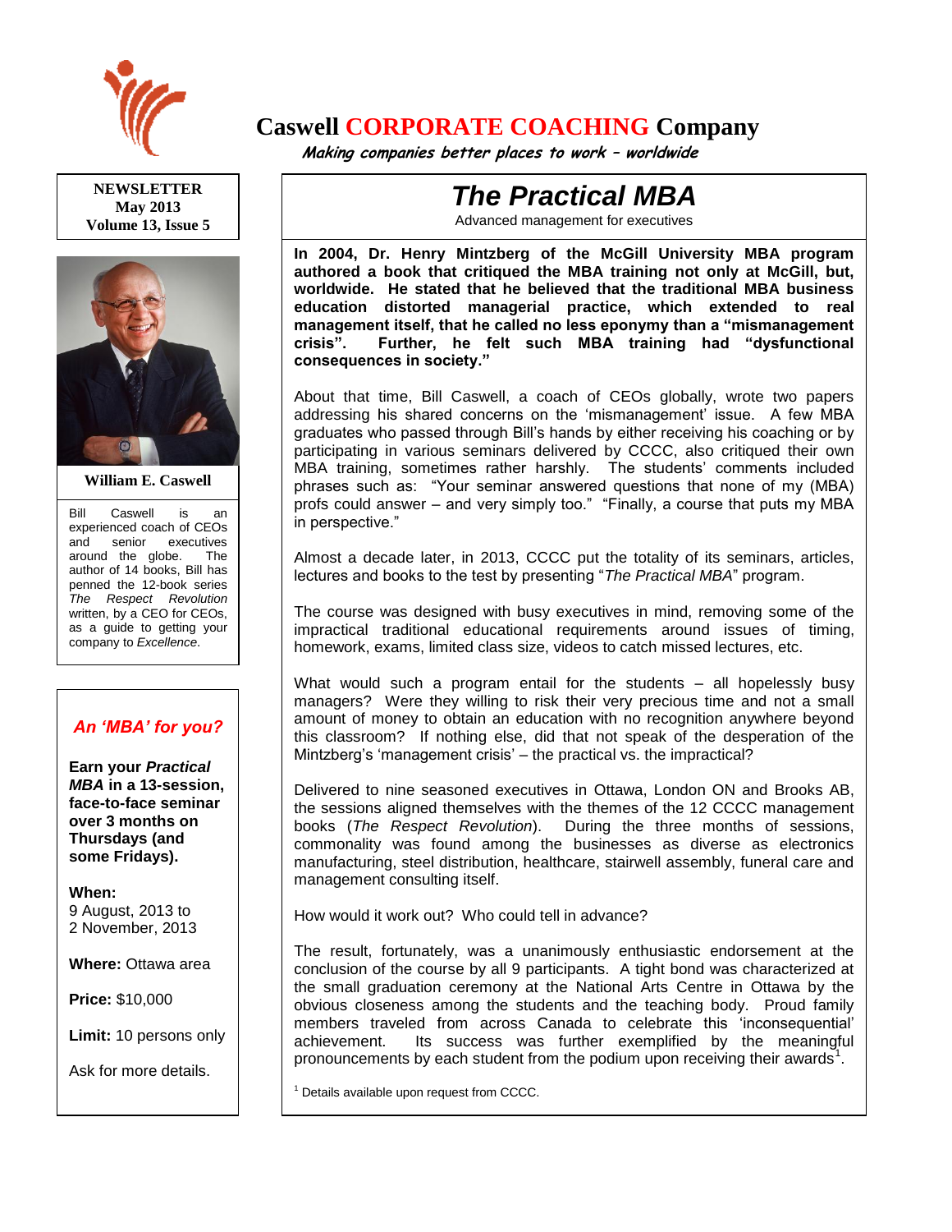# Caswell CORPORATE COACHING Company

*Making companies better places to work – worldwide*

**NEWSLETTER**
**May 2013**
**Volume 13, Issue 5**

**William E. Caswell**

Bill Caswell is an experienced coach of CEOs and senior executives around the globe. The author of 14 books, Bill has penned the 12-book series *The Respect Revolution* written, by a CEO for CEOs, as a guide to getting your company to *Excellence*.

## The Practical MBA

Advanced management for executives

**In 2004, Dr. Henry Mintzberg of the McGill University MBA program authored a book that critiqued the MBA training not only at McGill, but, worldwide. He stated that he believed that the traditional MBA business education distorted managerial practice, which extended to real management itself, that he called no less eponymy than a "mismanagement crisis". Further, he felt such MBA training had "dysfunctional consequences in society."**

About that time, Bill Caswell, a coach of CEOs globally, wrote two papers addressing his shared concerns on the 'mismanagement' issue. A few MBA graduates who passed through Bill's hands by either receiving his coaching or by participating in various seminars delivered by CCCC, also critiqued their own MBA training, sometimes rather harshly. The students' comments included phrases such as: "Your seminar answered questions that none of my (MBA) profs could answer – and very simply too." "Finally, a course that puts my MBA in perspective."

Almost a decade later, in 2013, CCCC put the totality of its seminars, articles, lectures and books to the test by presenting "*The Practical MBA*" program.

The course was designed with busy executives in mind, removing some of the impractical traditional educational requirements around issues of timing, homework, exams, limited class size, videos to catch missed lectures, etc.

What would such a program entail for the students – all hopelessly busy managers? Were they willing to risk their very precious time and not a small amount of money to obtain an education with no recognition anywhere beyond this classroom? If nothing else, did that not speak of the desperation of the Mintzberg's 'management crisis' – the practical vs. the impractical?

Delivered to nine seasoned executives in Ottawa, London ON and Brooks AB, the sessions aligned themselves with the themes of the 12 CCCC management books (*The Respect Revolution*). During the three months of sessions, commonality was found among the businesses as diverse as electronics manufacturing, steel distribution, healthcare, stairwell assembly, funeral care and management consulting itself.

How would it work out? Who could tell in advance?

The result, fortunately, was a unanimously enthusiastic endorsement at the conclusion of the course by all 9 participants. A tight bond was characterized at the small graduation ceremony at the National Arts Centre in Ottawa by the obvious closeness among the students and the teaching body. Proud family members traveled from across Canada to celebrate this 'inconsequential' achievement. Its success was further exemplified by the meaningful pronouncements by each student from the podium upon receiving their awards[1].

[1] Details available upon request from CCCC.

### *An 'MBA' for you?*

**Earn your *Practical MBA* in a 13-session, face-to-face seminar over 3 months on Thursdays (and some Fridays).**

**When:**
9 August, 2013 to
2 November, 2013

**Where:** Ottawa area

**Price:** $10,000

**Limit:** 10 persons only

Ask for more details.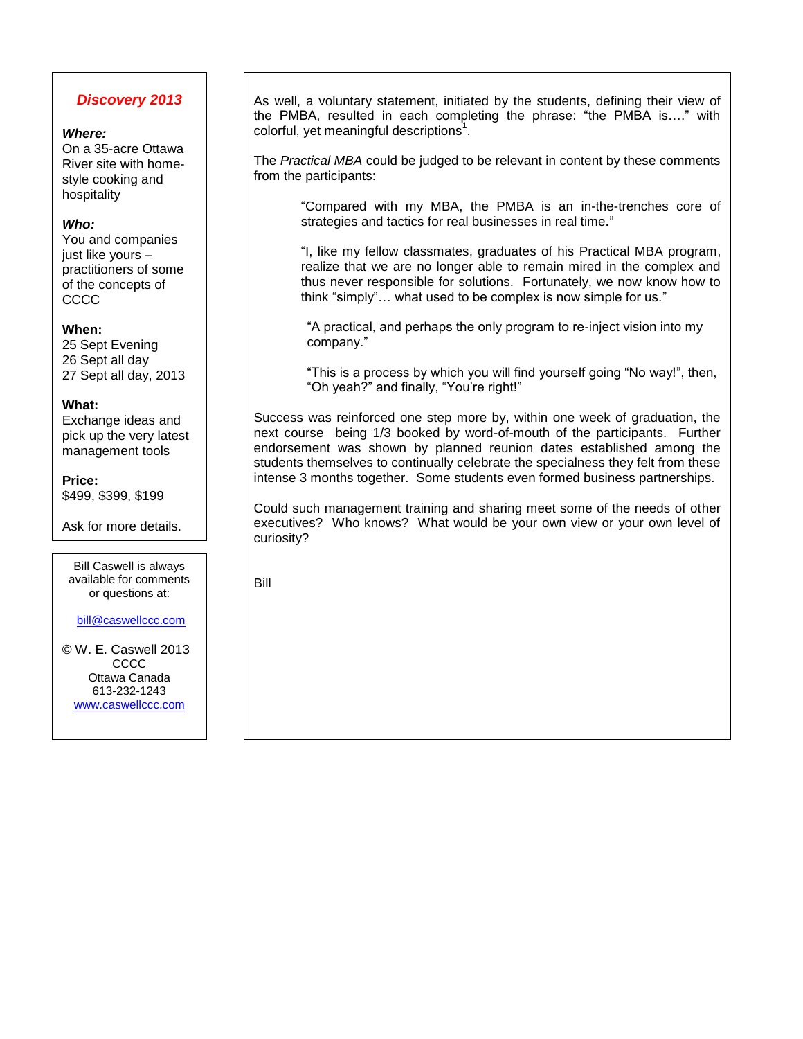## *Discovery 2013*

***Where:***
On a 35-acre Ottawa River site with home-style cooking and hospitality

***Who:***
You and companies just like yours – practitioners of some of the concepts of CCCC

**When:**
25 Sept Evening
26 Sept all day
27 Sept all day, 2013

**What:**
Exchange ideas and pick up the very latest management tools

**Price:**
$499, $399, $199

Ask for more details.

Bill Caswell is always available for comments or questions at:

bill@caswellccc.com

© W. E. Caswell 2013
CCCC
Ottawa Canada
613-232-1243
www.caswellccc.com

As well, a voluntary statement, initiated by the students, defining their view of the PMBA, resulted in each completing the phrase: "the PMBA is…." with colorful, yet meaningful descriptions[1].

The *Practical MBA* could be judged to be relevant in content by these comments from the participants:

> "Compared with my MBA, the PMBA is an in-the-trenches core of strategies and tactics for real businesses in real time."
>
> "I, like my fellow classmates, graduates of his Practical MBA program, realize that we are no longer able to remain mired in the complex and thus never responsible for solutions. Fortunately, we now know how to think "simply"… what used to be complex is now simple for us."
>
> "A practical, and perhaps the only program to re-inject vision into my company."
>
> "This is a process by which you will find yourself going "No way!", then, "Oh yeah?" and finally, "You're right!"

Success was reinforced one step more by, within one week of graduation, the next course being 1/3 booked by word-of-mouth of the participants. Further endorsement was shown by planned reunion dates established among the students themselves to continually celebrate the specialness they felt from these intense 3 months together. Some students even formed business partnerships.

Could such management training and sharing meet some of the needs of other executives? Who knows? What would be your own view or your own level of curiosity?

Bill